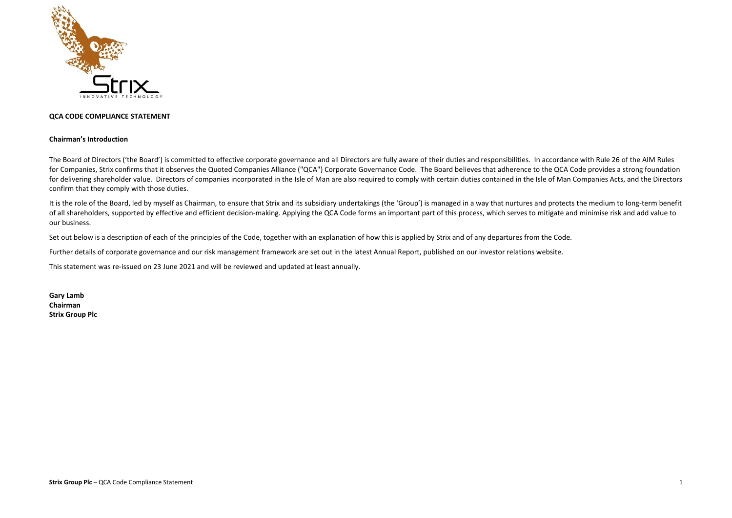## QCA CODE COMPLIANCE STATEMENT

### Chairman's Introduction

The Board of Directors ('the Board') is committed to effective corporate governance and all Directors are fully aware of their duties and responsibilities. In accordance with Rule 26 of the AIM Rules for Companies, Strix confirms that it observes the Quoted Companies Alliance ("QCA") Corporate Governance Code. The Board believes that adherence to the QCA Code provides a strong foundation for delivering shareholder value. Directors of companies incorporated in the Isle of Man are also required to comply with certain duties contained in the Isle of Man Companies Acts, and the Directors confirm that they comply with those duties.

It is the role of the Board, led by myself as Chairman, to ensure that Strix and its subsidiary undertakings (the 'Group') is managed in a way that nurtures and protects the medium to long-term benefit of all shareholders, supported by effective and efficient decision-making. Applying the QCA Code forms an important part of this process, which serves to mitigate and minimise risk and add value to our business.

Set out below is a description of each of the principles of the Code, together with an explanation of how this is applied by Strix and of any departures from the Code.

Further details of corporate governance and our risk management framework are set out in the latest Annual Report, published on our investor relations website.

This statement was re-issued on 23 June 2021 and will be reviewed and updated at least annually.

**Gary Lamb**
**Chairman**
**Strix Group Plc**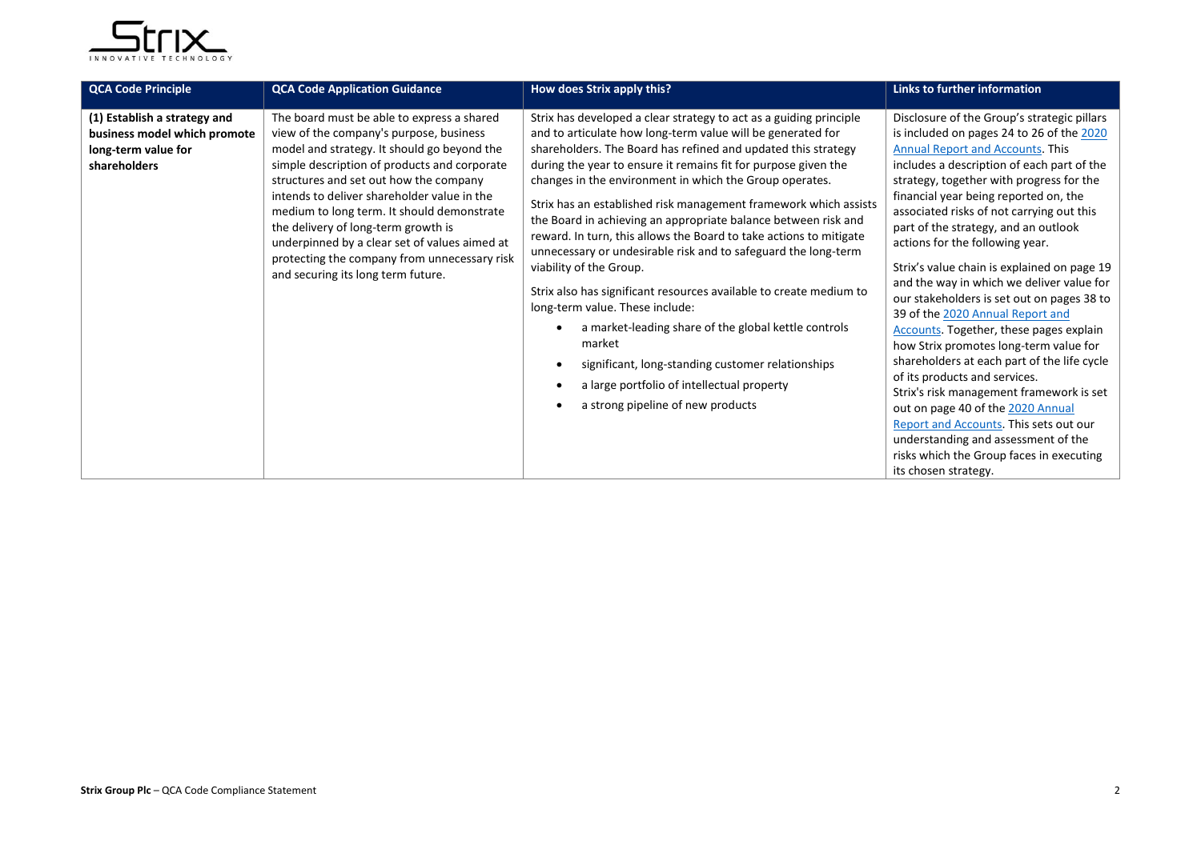| QCA Code Principle | QCA Code Application Guidance | How does Strix apply this? | Links to further information |
|---|---|---|---|
| **(1) Establish a strategy and business model which promote long-term value for shareholders** | The board must be able to express a shared view of the company's purpose, business model and strategy. It should go beyond the simple description of products and corporate structures and set out how the company intends to deliver shareholder value in the medium to long term. It should demonstrate the delivery of long-term growth is underpinned by a clear set of values aimed at protecting the company from unnecessary risk and securing its long term future. | Strix has developed a clear strategy to act as a guiding principle and to articulate how long-term value will be generated for shareholders. The Board has refined and updated this strategy during the year to ensure it remains fit for purpose given the changes in the environment in which the Group operates.<br><br>Strix has an established risk management framework which assists the Board in achieving an appropriate balance between risk and reward. In turn, this allows the Board to take actions to mitigate unnecessary or undesirable risk and to safeguard the long-term viability of the Group.<br><br>Strix also has significant resources available to create medium to long-term value. These include:<br>• a market-leading share of the global kettle controls market<br>• significant, long-standing customer relationships<br>• a large portfolio of intellectual property<br>• a strong pipeline of new products | Disclosure of the Group's strategic pillars is included on pages 24 to 26 of the 2020 Annual Report and Accounts. This includes a description of each part of the strategy, together with progress for the financial year being reported on, the associated risks of not carrying out this part of the strategy, and an outlook actions for the following year.<br><br>Strix's value chain is explained on page 19 and the way in which we deliver value for our stakeholders is set out on pages 38 to 39 of the 2020 Annual Report and Accounts. Together, these pages explain how Strix promotes long-term value for shareholders at each part of the life cycle of its products and services.<br>Strix's risk management framework is set out on page 40 of the 2020 Annual Report and Accounts. This sets out our understanding and assessment of the risks which the Group faces in executing its chosen strategy. |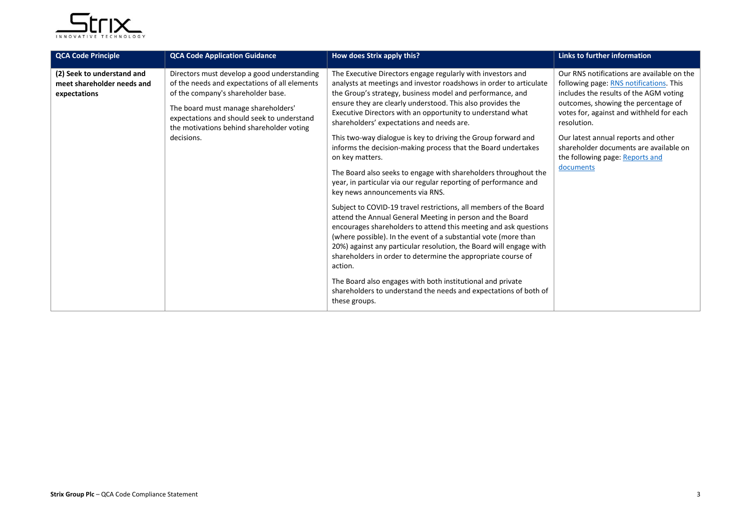| QCA Code Principle | QCA Code Application Guidance | How does Strix apply this? | Links to further information |
|---|---|---|---|
| **(2) Seek to understand and meet shareholder needs and expectations** | Directors must develop a good understanding of the needs and expectations of all elements of the company's shareholder base.<br><br>The board must manage shareholders' expectations and should seek to understand the motivations behind shareholder voting decisions. | The Executive Directors engage regularly with investors and analysts at meetings and investor roadshows in order to articulate the Group's strategy, business model and performance, and ensure they are clearly understood. This also provides the Executive Directors with an opportunity to understand what shareholders' expectations and needs are.<br><br>This two-way dialogue is key to driving the Group forward and informs the decision-making process that the Board undertakes on key matters.<br><br>The Board also seeks to engage with shareholders throughout the year, in particular via our regular reporting of performance and key news announcements via RNS.<br><br>Subject to COVID-19 travel restrictions, all members of the Board attend the Annual General Meeting in person and the Board encourages shareholders to attend this meeting and ask questions (where possible). In the event of a substantial vote (more than 20%) against any particular resolution, the Board will engage with shareholders in order to determine the appropriate course of action.<br><br>The Board also engages with both institutional and private shareholders to understand the needs and expectations of both of these groups. | Our RNS notifications are available on the following page: RNS notifications. This includes the results of the AGM voting outcomes, showing the percentage of votes for, against and withheld for each resolution.<br><br>Our latest annual reports and other shareholder documents are available on the following page: Reports and documents |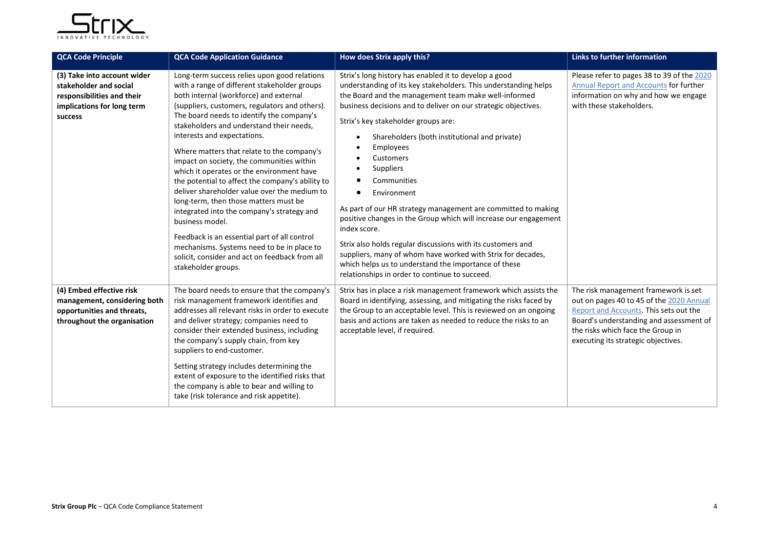| QCA Code Principle | QCA Code Application Guidance | How does Strix apply this? | Links to further information |
|---|---|---|---|
| **(3) Take into account wider stakeholder and social responsibilities and their implications for long term success** | Long-term success relies upon good relations with a range of different stakeholder groups both internal (workforce) and external (suppliers, customers, regulators and others). The board needs to identify the company's stakeholders and understand their needs, interests and expectations.<br><br>Where matters that relate to the company's impact on society, the communities within which it operates or the environment have the potential to affect the company's ability to deliver shareholder value over the medium to long-term, then those matters must be integrated into the company's strategy and business model.<br><br>Feedback is an essential part of all control mechanisms. Systems need to be in place to solicit, consider and act on feedback from all stakeholder groups. | Strix's long history has enabled it to develop a good understanding of its key stakeholders. This understanding helps the Board and the management team make well-informed business decisions and to deliver on our strategic objectives.<br><br>Strix's key stakeholder groups are:<br>• Shareholders (both institutional and private)<br>• Employees<br>• Customers<br>• Suppliers<br>• Communities<br>• Environment<br><br>As part of our HR strategy management are committed to making positive changes in the Group which will increase our engagement index score.<br><br>Strix also holds regular discussions with its customers and suppliers, many of whom have worked with Strix for decades, which helps us to understand the importance of these relationships in order to continue to succeed. | Please refer to pages 38 to 39 of the 2020 Annual Report and Accounts for further information on why and how we engage with these stakeholders. |
| **(4) Embed effective risk management, considering both opportunities and threats, throughout the organisation** | The board needs to ensure that the company's risk management framework identifies and addresses all relevant risks in order to execute and deliver strategy; companies need to consider their extended business, including the company's supply chain, from key suppliers to end-customer.<br><br>Setting strategy includes determining the extent of exposure to the identified risks that the company is able to bear and willing to take (risk tolerance and risk appetite). | Strix has in place a risk management framework which assists the Board in identifying, assessing, and mitigating the risks faced by the Group to an acceptable level. This is reviewed on an ongoing basis and actions are taken as needed to reduce the risks to an acceptable level, if required. | The risk management framework is set out on pages 40 to 45 of the 2020 Annual Report and Accounts. This sets out the Board's understanding and assessment of the risks which face the Group in executing its strategic objectives. |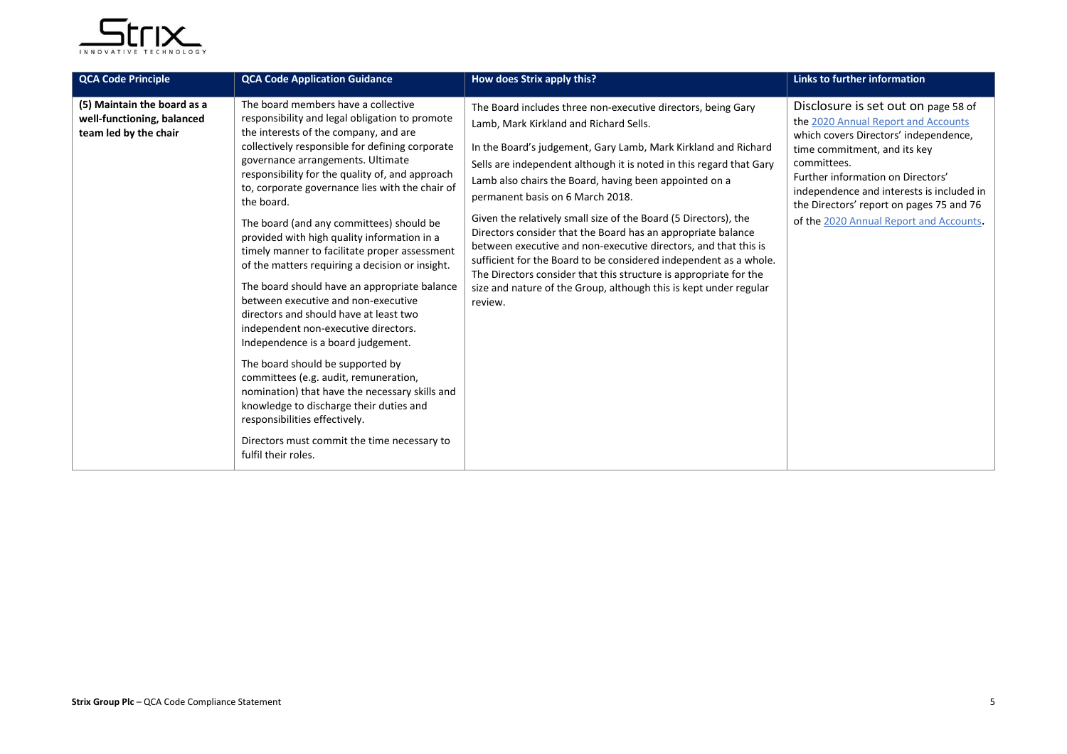| QCA Code Principle | QCA Code Application Guidance | How does Strix apply this? | Links to further information |
|---|---|---|---|
| **(5) Maintain the board as a well-functioning, balanced team led by the chair** | The board members have a collective responsibility and legal obligation to promote the interests of the company, and are collectively responsible for defining corporate governance arrangements. Ultimate responsibility for the quality of, and approach to, corporate governance lies with the chair of the board.<br><br>The board (and any committees) should be provided with high quality information in a timely manner to facilitate proper assessment of the matters requiring a decision or insight.<br><br>The board should have an appropriate balance between executive and non-executive directors and should have at least two independent non-executive directors. Independence is a board judgement.<br><br>The board should be supported by committees (e.g. audit, remuneration, nomination) that have the necessary skills and knowledge to discharge their duties and responsibilities effectively.<br><br>Directors must commit the time necessary to fulfil their roles. | The Board includes three non-executive directors, being Gary Lamb, Mark Kirkland and Richard Sells.<br><br>In the Board's judgement, Gary Lamb, Mark Kirkland and Richard Sells are independent although it is noted in this regard that Gary Lamb also chairs the Board, having been appointed on a permanent basis on 6 March 2018.<br><br>Given the relatively small size of the Board (5 Directors), the Directors consider that the Board has an appropriate balance between executive and non-executive directors, and that this is sufficient for the Board to be considered independent as a whole. The Directors consider that this structure is appropriate for the size and nature of the Group, although this is kept under regular review. | Disclosure is set out on page 58 of the 2020 Annual Report and Accounts which covers Directors' independence, time commitment, and its key committees.<br>Further information on Directors' independence and interests is included in the Directors' report on pages 75 and 76 of the 2020 Annual Report and Accounts. |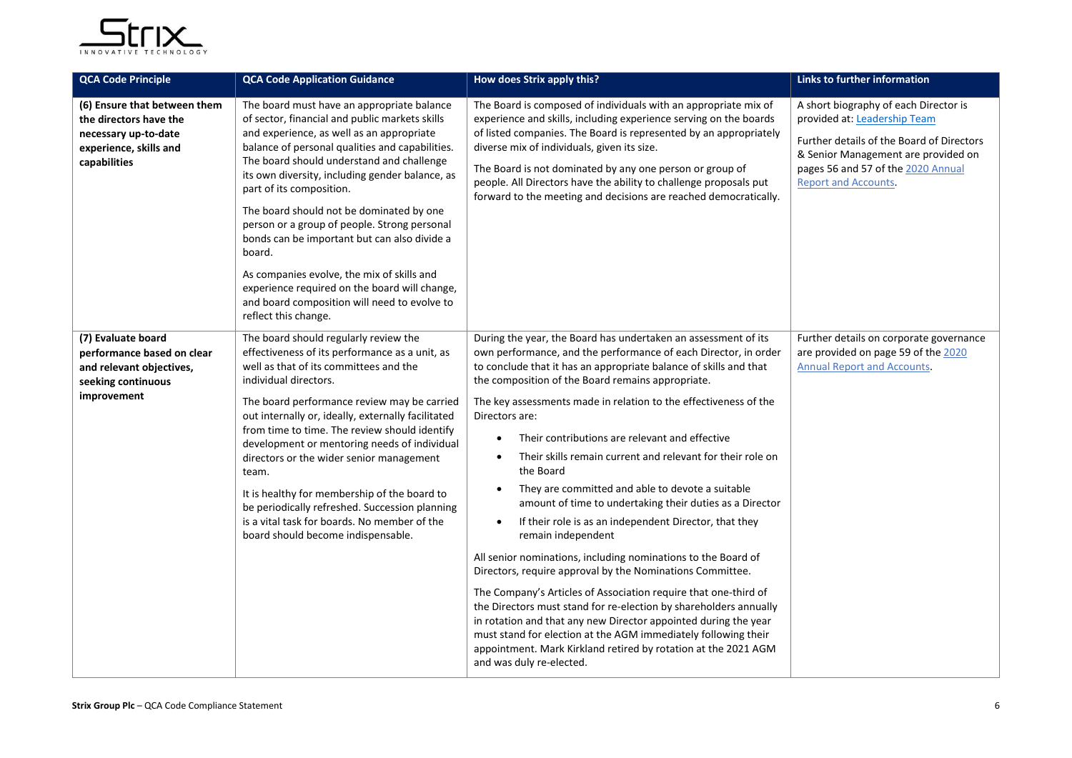| QCA Code Principle | QCA Code Application Guidance | How does Strix apply this? | Links to further information |
|---|---|---|---|
| **(6) Ensure that between them the directors have the necessary up-to-date experience, skills and capabilities** | The board must have an appropriate balance of sector, financial and public markets skills and experience, as well as an appropriate balance of personal qualities and capabilities. The board should understand and challenge its own diversity, including gender balance, as part of its composition.<br><br>The board should not be dominated by one person or a group of people. Strong personal bonds can be important but can also divide a board.<br><br>As companies evolve, the mix of skills and experience required on the board will change, and board composition will need to evolve to reflect this change. | The Board is composed of individuals with an appropriate mix of experience and skills, including experience serving on the boards of listed companies. The Board is represented by an appropriately diverse mix of individuals, given its size.<br><br>The Board is not dominated by any one person or group of people. All Directors have the ability to challenge proposals put forward to the meeting and decisions are reached democratically. | A short biography of each Director is provided at: Leadership Team<br><br>Further details of the Board of Directors & Senior Management are provided on pages 56 and 57 of the 2020 Annual Report and Accounts. |
| **(7) Evaluate board performance based on clear and relevant objectives, seeking continuous improvement** | The board should regularly review the effectiveness of its performance as a unit, as well as that of its committees and the individual directors.<br><br>The board performance review may be carried out internally or, ideally, externally facilitated from time to time. The review should identify development or mentoring needs of individual directors or the wider senior management team.<br><br>It is healthy for membership of the board to be periodically refreshed. Succession planning is a vital task for boards. No member of the board should become indispensable. | During the year, the Board has undertaken an assessment of its own performance, and the performance of each Director, in order to conclude that it has an appropriate balance of skills and that the composition of the Board remains appropriate.<br><br>The key assessments made in relation to the effectiveness of the Directors are:<br><br>• Their contributions are relevant and effective<br>• Their skills remain current and relevant for their role on the Board<br>• They are committed and able to devote a suitable amount of time to undertaking their duties as a Director<br>• If their role is as an independent Director, that they remain independent<br><br>All senior nominations, including nominations to the Board of Directors, require approval by the Nominations Committee.<br><br>The Company's Articles of Association require that one-third of the Directors must stand for re-election by shareholders annually in rotation and that any new Director appointed during the year must stand for election at the AGM immediately following their appointment. Mark Kirkland retired by rotation at the 2021 AGM and was duly re-elected. | Further details on corporate governance are provided on page 59 of the 2020 Annual Report and Accounts. |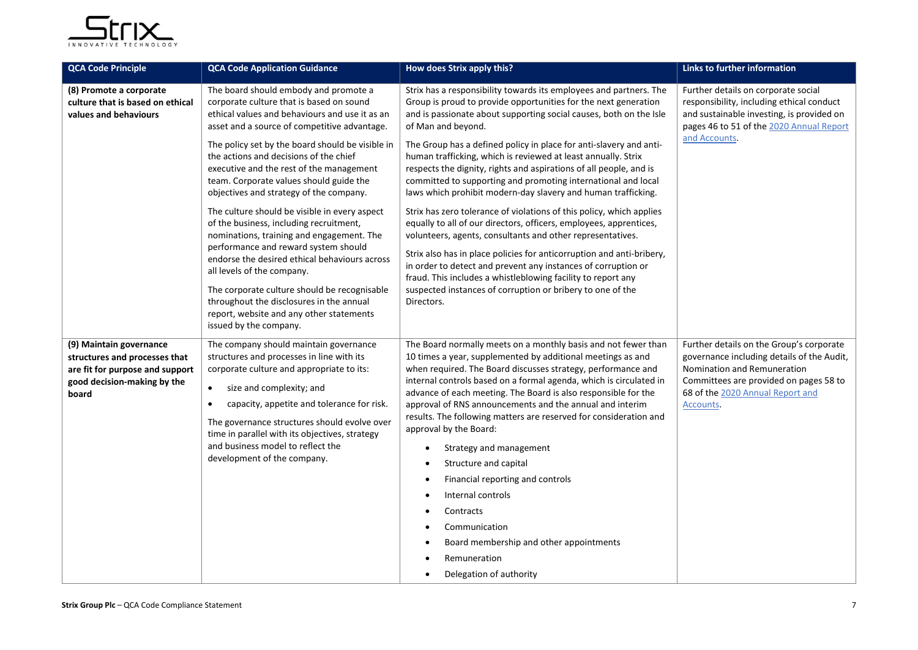| QCA Code Principle | QCA Code Application Guidance | How does Strix apply this? | Links to further information |
|---|---|---|---|
| **(8) Promote a corporate culture that is based on ethical values and behaviours** | The board should embody and promote a corporate culture that is based on sound ethical values and behaviours and use it as an asset and a source of competitive advantage.<br><br>The policy set by the board should be visible in the actions and decisions of the chief executive and the rest of the management team. Corporate values should guide the objectives and strategy of the company.<br><br>The culture should be visible in every aspect of the business, including recruitment, nominations, training and engagement. The performance and reward system should endorse the desired ethical behaviours across all levels of the company.<br><br>The corporate culture should be recognisable throughout the disclosures in the annual report, website and any other statements issued by the company. | Strix has a responsibility towards its employees and partners. The Group is proud to provide opportunities for the next generation and is passionate about supporting social causes, both on the Isle of Man and beyond.<br><br>The Group has a defined policy in place for anti-slavery and anti-human trafficking, which is reviewed at least annually. Strix respects the dignity, rights and aspirations of all people, and is committed to supporting and promoting international and local laws which prohibit modern-day slavery and human trafficking.<br><br>Strix has zero tolerance of violations of this policy, which applies equally to all of our directors, officers, employees, apprentices, volunteers, agents, consultants and other representatives.<br><br>Strix also has in place policies for anticorruption and anti-bribery, in order to detect and prevent any instances of corruption or fraud. This includes a whistleblowing facility to report any suspected instances of corruption or bribery to one of the Directors. | Further details on corporate social responsibility, including ethical conduct and sustainable investing, is provided on pages 46 to 51 of the 2020 Annual Report and Accounts. |
| **(9) Maintain governance structures and processes that are fit for purpose and support good decision-making by the board** | The company should maintain governance structures and processes in line with its corporate culture and appropriate to its:<br>• size and complexity; and<br>• capacity, appetite and tolerance for risk.<br><br>The governance structures should evolve over time in parallel with its objectives, strategy and business model to reflect the development of the company. | The Board normally meets on a monthly basis and not fewer than 10 times a year, supplemented by additional meetings as and when required. The Board discusses strategy, performance and internal controls based on a formal agenda, which is circulated in advance of each meeting. The Board is also responsible for the approval of RNS announcements and the annual and interim results. The following matters are reserved for consideration and approval by the Board:<br>• Strategy and management<br>• Structure and capital<br>• Financial reporting and controls<br>• Internal controls<br>• Contracts<br>• Communication<br>• Board membership and other appointments<br>• Remuneration<br>• Delegation of authority | Further details on the Group's corporate governance including details of the Audit, Nomination and Remuneration Committees are provided on pages 58 to 68 of the 2020 Annual Report and Accounts. |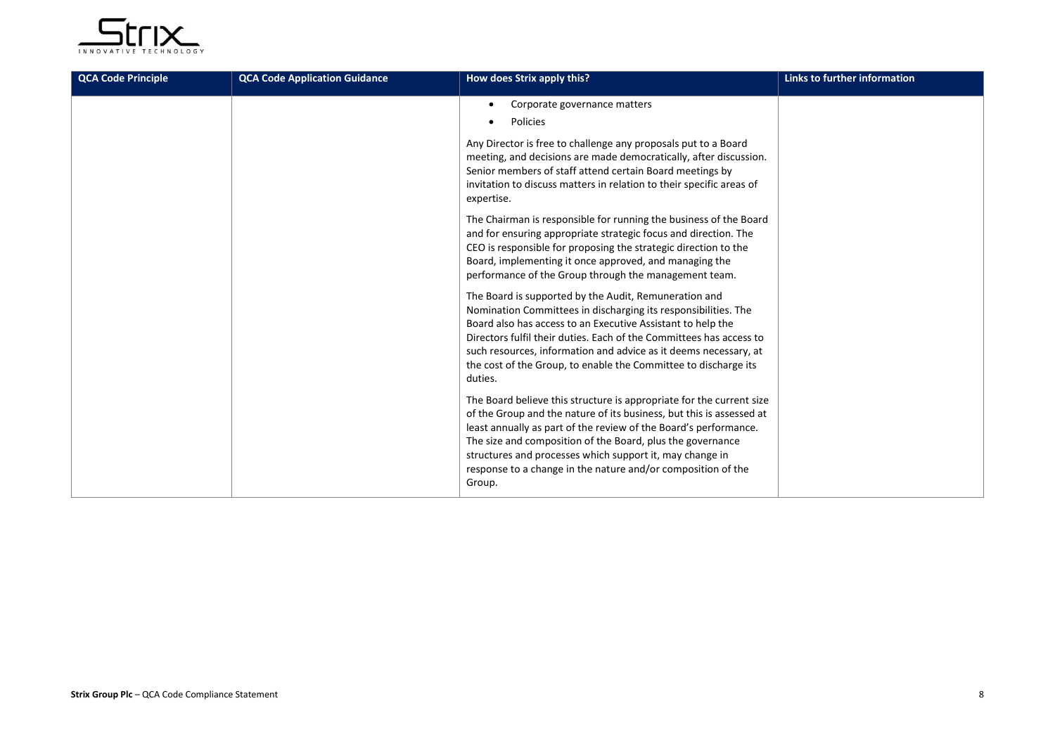| QCA Code Principle | QCA Code Application Guidance | How does Strix apply this? | Links to further information |
| --- | --- | --- | --- |
| | | • Corporate governance matters<br>• Policies<br><br>Any Director is free to challenge any proposals put to a Board meeting, and decisions are made democratically, after discussion. Senior members of staff attend certain Board meetings by invitation to discuss matters in relation to their specific areas of expertise.<br><br>The Chairman is responsible for running the business of the Board and for ensuring appropriate strategic focus and direction. The CEO is responsible for proposing the strategic direction to the Board, implementing it once approved, and managing the performance of the Group through the management team.<br><br>The Board is supported by the Audit, Remuneration and Nomination Committees in discharging its responsibilities. The Board also has access to an Executive Assistant to help the Directors fulfil their duties. Each of the Committees has access to such resources, information and advice as it deems necessary, at the cost of the Group, to enable the Committee to discharge its duties.<br><br>The Board believe this structure is appropriate for the current size of the Group and the nature of its business, but this is assessed at least annually as part of the review of the Board's performance. The size and composition of the Board, plus the governance structures and processes which support it, may change in response to a change in the nature and/or composition of the Group. | |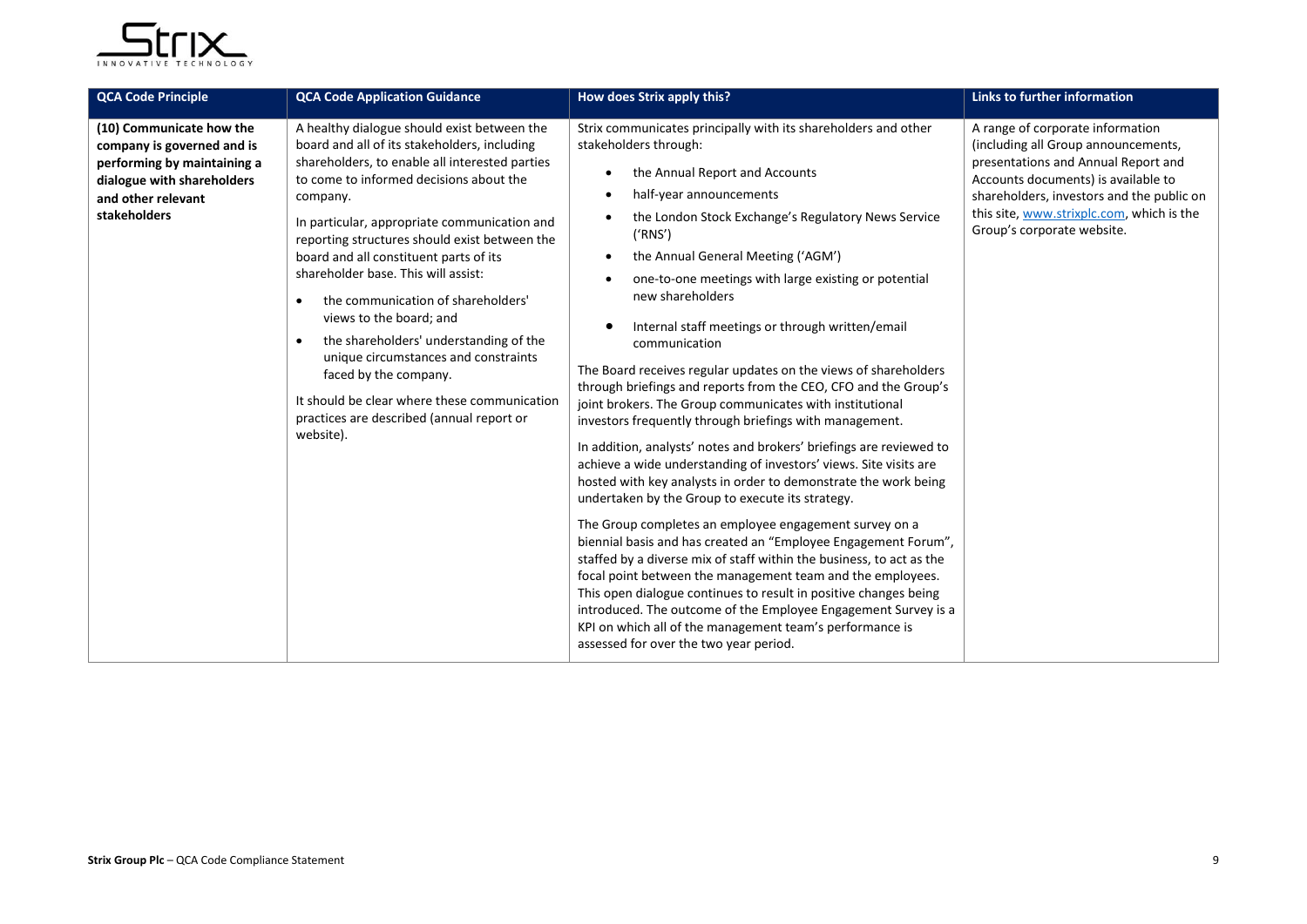| QCA Code Principle | QCA Code Application Guidance | How does Strix apply this? | Links to further information |
|---|---|---|---|
| **(10) Communicate how the company is governed and is performing by maintaining a dialogue with shareholders and other relevant stakeholders** | A healthy dialogue should exist between the board and all of its stakeholders, including shareholders, to enable all interested parties to come to informed decisions about the company.<br><br>In particular, appropriate communication and reporting structures should exist between the board and all constituent parts of its shareholder base. This will assist:<br>• the communication of shareholders' views to the board; and<br>• the shareholders' understanding of the unique circumstances and constraints faced by the company.<br><br>It should be clear where these communication practices are described (annual report or website). | Strix communicates principally with its shareholders and other stakeholders through:<br>• the Annual Report and Accounts<br>• half-year announcements<br>• the London Stock Exchange's Regulatory News Service ('RNS')<br>• the Annual General Meeting ('AGM')<br>• one-to-one meetings with large existing or potential new shareholders<br>• Internal staff meetings or through written/email communication<br><br>The Board receives regular updates on the views of shareholders through briefings and reports from the CEO, CFO and the Group's joint brokers. The Group communicates with institutional investors frequently through briefings with management.<br><br>In addition, analysts' notes and brokers' briefings are reviewed to achieve a wide understanding of investors' views. Site visits are hosted with key analysts in order to demonstrate the work being undertaken by the Group to execute its strategy.<br><br>The Group completes an employee engagement survey on a biennial basis and has created an "Employee Engagement Forum", staffed by a diverse mix of staff within the business, to act as the focal point between the management team and the employees. This open dialogue continues to result in positive changes being introduced. The outcome of the Employee Engagement Survey is a KPI on which all of the management team's performance is assessed for over the two year period. | A range of corporate information (including all Group announcements, presentations and Annual Report and Accounts documents) is available to shareholders, investors and the public on this site, www.strixplc.com, which is the Group's corporate website. |